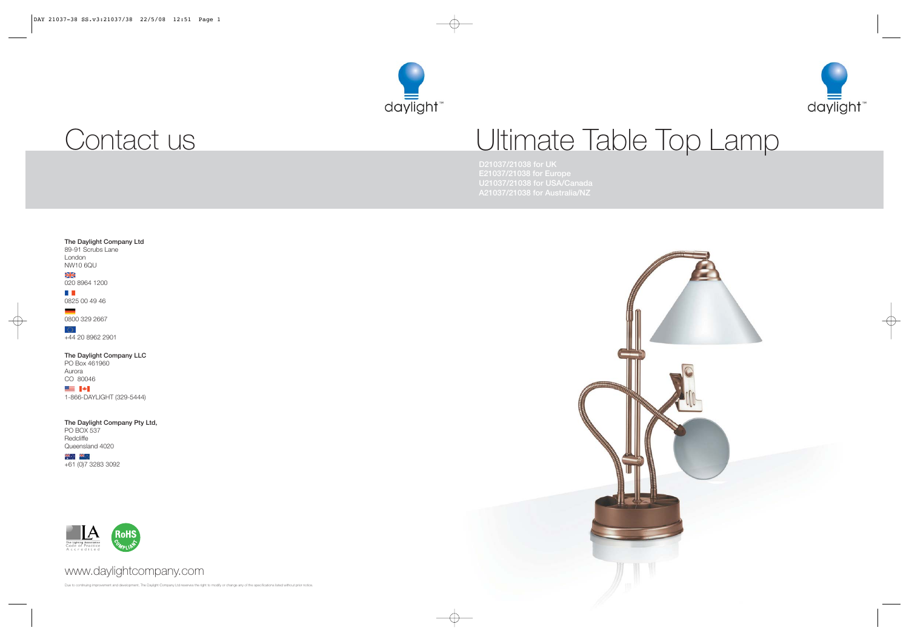# Contact us

**The Daylight Company Ltd**
89-91 Scrubs Lane
London
NW10 6QU

020 8964 1200

0825 00 49 46

0800 329 2667

+44 20 8962 2901

**The Daylight Company LLC**
PO Box 461960
Aurora
CO 80046

1-866-DAYLIGHT (329-5444)

**The Daylight Company Pty Ltd,**
PO BOX 537
Redcliffe
Queensland 4020

+61 (0)7 3283 3092

The Lighting Association Code of Practice Accredited

RoHS Compliant

www.daylightcompany.com

Due to continuing improvement and development, The Daylight Company Ltd reserves the right to modify or change any of the specifications listed without prior notice.

daylight™

# Ultimate Table Top Lamp

D21037/21038 for UK
E21037/21038 for Europe
U21037/21038 for USA/Canada
A21037/21038 for Australia/NZ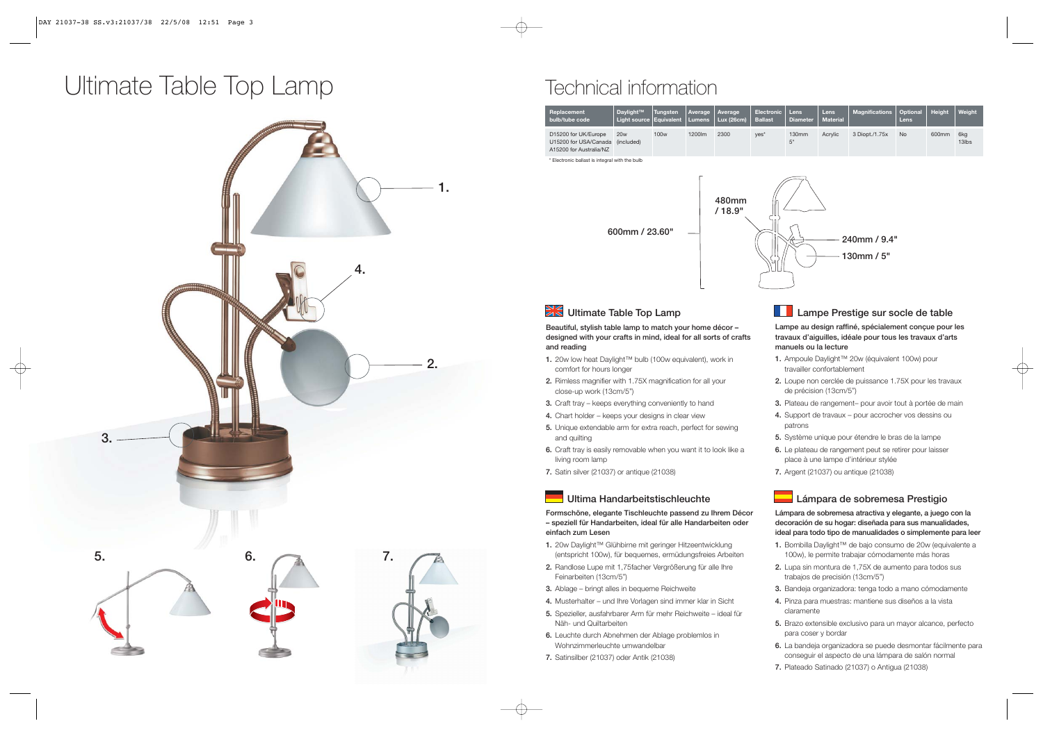# Ultimate Table Top Lamp

1.

2.

3.

4.

5.

6.

7.

# Technical information

| Replacement bulb/tube code | Daylight™ Light source | Tungsten Equivalent | Average Lumens | Average Lux (26cm) | Electronic Ballast | Lens Diameter | Lens Material | Magnifications | Optional Lens | Height | Weight |
|---|---|---|---|---|---|---|---|---|---|---|---|
| D15200 for UK/Europe U15200 for USA/Canada A15200 for Australia/NZ | 20w (included) | 100w | 1200lm | 2300 | yes* | 130mm 5" | Acrylic | 3 Diopt./1.75x | No | 600mm | 6kg 13lbs |

\* Electronic ballast is integral with the bulb

600mm / 23.60"

480mm / 18.9"

240mm / 9.4"

130mm / 5"

## Ultimate Table Top Lamp

**Beautiful, stylish table lamp to match your home décor – designed with your crafts in mind, ideal for all sorts of crafts and reading**

1. 20w low heat Daylight™ bulb (100w equivalent), work in comfort for hours longer
2. Rimless magnifier with 1.75X magnification for all your close-up work (13cm/5")
3. Craft tray – keeps everything conveniently to hand
4. Chart holder – keeps your designs in clear view
5. Unique extendable arm for extra reach, perfect for sewing and quilting
6. Craft tray is easily removable when you want it to look like a living room lamp
7. Satin silver (21037) or antique (21038)

## Ultima Handarbeitstischleuchte

**Formschöne, elegante Tischleuchte passend zu Ihrem Décor – speziell für Handarbeiten, ideal für alle Handarbeiten oder einfach zum Lesen**

1. 20w Daylight™ Glühbirne mit geringer Hitzeentwicklung (entspricht 100w), für bequemes, ermüdungsfreies Arbeiten
2. Randlose Lupe mit 1,75facher Vergrößerung für alle Ihre Feinarbeiten (13cm/5")
3. Ablage – bringt alles in bequeme Reichweite
4. Musterhalter – und Ihre Vorlagen sind immer klar in Sicht
5. Spezieller, ausfahrbarer Arm für mehr Reichweite – ideal für Näh- und Quiltarbeiten
6. Leuchte durch Abnehmen der Ablage problemlos in Wohnzimmerleuchte umwandelbar
7. Satinsilber (21037) oder Antik (21038)

## Lampe Prestige sur socle de table

**Lampe au design raffiné, spécialement conçue pour les travaux d'aiguilles, idéale pour tous les travaux d'arts manuels ou la lecture**

1. Ampoule Daylight™ 20w (équivalent 100w) pour travailler confortablement
2. Loupe non cerclée de puissance 1.75X pour les travaux de précision (13cm/5")
3. Plateau de rangement– pour avoir tout à portée de main
4. Support de travaux – pour accrocher vos dessins ou patrons
5. Système unique pour étendre le bras de la lampe
6. Le plateau de rangement peut se retirer pour laisser place à une lampe d'intérieur stylée
7. Argent (21037) ou antique (21038)

## Lámpara de sobremesa Prestigio

**Lámpara de sobremesa atractiva y elegante, a juego con la decoración de su hogar: diseñada para sus manualidades, ideal para todo tipo de manualidades o simplemente para leer**

1. Bombilla Daylight™ de bajo consumo de 20w (equivalente a 100w), le permite trabajar cómodamente más horas
2. Lupa sin montura de 1,75X de aumento para todos sus trabajos de precisión (13cm/5")
3. Bandeja organizadora: tenga todo a mano cómodamente
4. Pinza para muestras: mantiene sus diseños a la vista claramente
5. Brazo extensible exclusivo para un mayor alcance, perfecto para coser y bordar
6. La bandeja organizadora se puede desmontar fácilmente para conseguir el aspecto de una lámpara de salón normal
7. Plateado Satinado (21037) o Antigua (21038)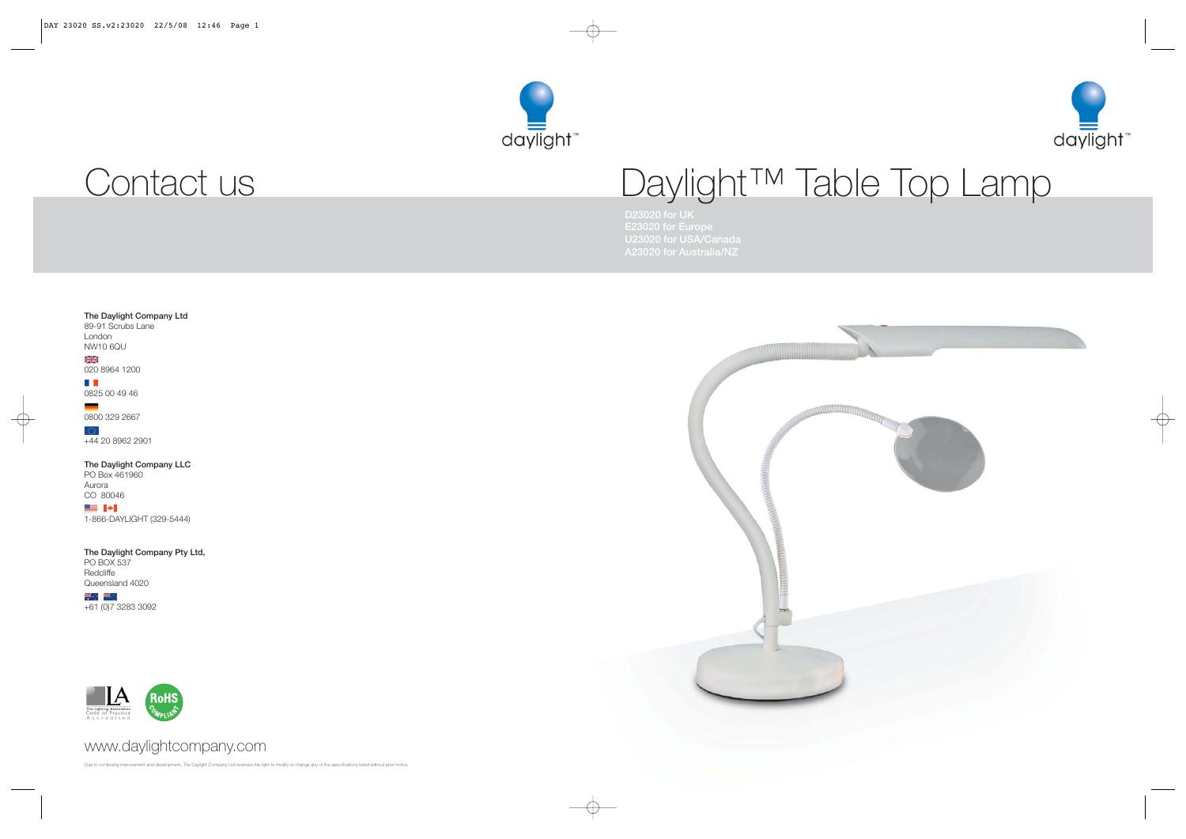# Contact us

**The Daylight Company Ltd**
89-91 Scrubs Lane
London
NW10 6QU

020 8964 1200

0825 00 49 46

0800 329 2667

+44 20 8962 2901

**The Daylight Company LLC**
PO Box 461960
Aurora
CO 80046

1-866-DAYLIGHT (329-5444)

**The Daylight Company Pty Ltd,**
PO BOX 537
Redcliffe
Queensland 4020

+61 (0)7 3283 3092

The Lighting Association Code of Practice Accredited

RoHS COMPLIANT

www.daylightcompany.com

Due to continuing improvement and development, The Daylight Company Ltd reserves the right to modify or change any of the specifications listed without prior notice.

daylight™

# Daylight™ Table Top Lamp

D23020 for UK
E23020 for Europe
U23020 for USA/Canada
A23020 for Australia/NZ